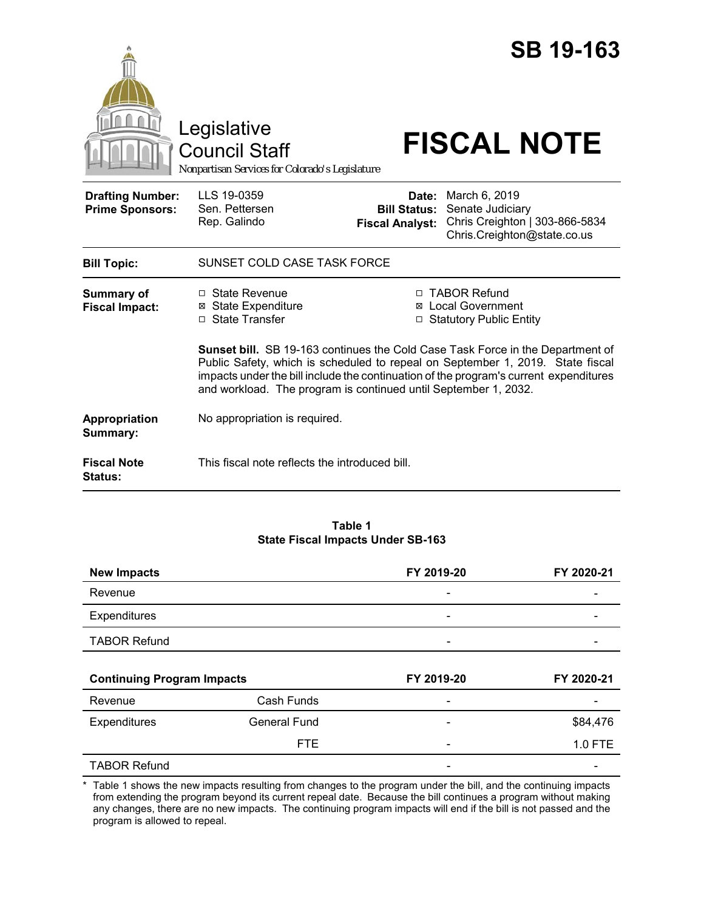# SB 19-163

Legislative Council Staff

*Nonpartisan Services for Colorado's Legislature*

# FISCAL NOTE

| | | | |
|---|---|---|---|
| **Drafting Number:** | LLS 19-0359 | **Date:** | March 6, 2019 |
| **Prime Sponsors:** | Sen. Pettersen<br>Rep. Galindo | **Bill Status:** | Senate Judiciary |
| | | **Fiscal Analyst:** | Chris Creighton \| 303-866-5834<br>Chris.Creighton@state.co.us |

**Bill Topic:** SUNSET COLD CASE TASK FORCE

**Summary of Fiscal Impact:**

- ☐ State Revenue
- ☒ State Expenditure
- ☐ State Transfer
- ☐ TABOR Refund
- ☒ Local Government
- ☐ Statutory Public Entity

**Sunset bill.** SB 19-163 continues the Cold Case Task Force in the Department of Public Safety, which is scheduled to repeal on September 1, 2019. State fiscal impacts under the bill include the continuation of the program's current expenditures and workload. The program is continued until September 1, 2032.

**Appropriation Summary:** No appropriation is required.

**Fiscal Note Status:** This fiscal note reflects the introduced bill.

**Table 1**
**State Fiscal Impacts Under SB-163**

| **New Impacts** | | **FY 2019-20** | **FY 2020-21** |
|---|---|---|---|
| Revenue | | - | - |
| Expenditures | | - | - |
| TABOR Refund | | - | - |
| **Continuing Program Impacts** | | **FY 2019-20** | **FY 2020-21** |
| Revenue | Cash Funds | - | - |
| Expenditures | General Fund | - | $84,476 |
| | FTE | - | 1.0 FTE |
| TABOR Refund | | - | - |

\* Table 1 shows the new impacts resulting from changes to the program under the bill, and the continuing impacts from extending the program beyond its current repeal date. Because the bill continues a program without making any changes, there are no new impacts. The continuing program impacts will end if the bill is not passed and the program is allowed to repeal.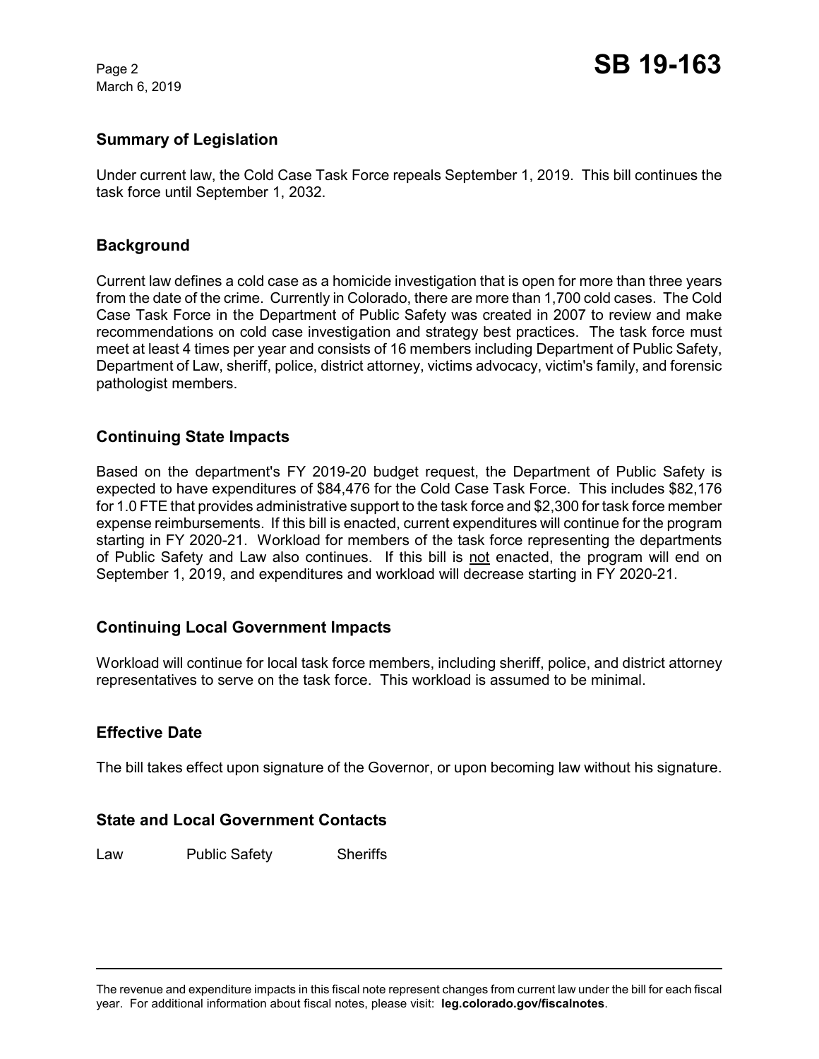## Summary of Legislation

Under current law, the Cold Case Task Force repeals September 1, 2019. This bill continues the task force until September 1, 2032.

## Background

Current law defines a cold case as a homicide investigation that is open for more than three years from the date of the crime. Currently in Colorado, there are more than 1,700 cold cases. The Cold Case Task Force in the Department of Public Safety was created in 2007 to review and make recommendations on cold case investigation and strategy best practices. The task force must meet at least 4 times per year and consists of 16 members including Department of Public Safety, Department of Law, sheriff, police, district attorney, victims advocacy, victim's family, and forensic pathologist members.

## Continuing State Impacts

Based on the department's FY 2019-20 budget request, the Department of Public Safety is expected to have expenditures of $84,476 for the Cold Case Task Force. This includes $82,176 for 1.0 FTE that provides administrative support to the task force and $2,300 for task force member expense reimbursements. If this bill is enacted, current expenditures will continue for the program starting in FY 2020-21. Workload for members of the task force representing the departments of Public Safety and Law also continues. If this bill is <u>not</u> enacted, the program will end on September 1, 2019, and expenditures and workload will decrease starting in FY 2020-21.

## Continuing Local Government Impacts

Workload will continue for local task force members, including sheriff, police, and district attorney representatives to serve on the task force. This workload is assumed to be minimal.

## Effective Date

The bill takes effect upon signature of the Governor, or upon becoming law without his signature.

## State and Local Government Contacts

Law Public Safety Sheriffs

The revenue and expenditure impacts in this fiscal note represent changes from current law under the bill for each fiscal year. For additional information about fiscal notes, please visit: **leg.colorado.gov/fiscalnotes**.